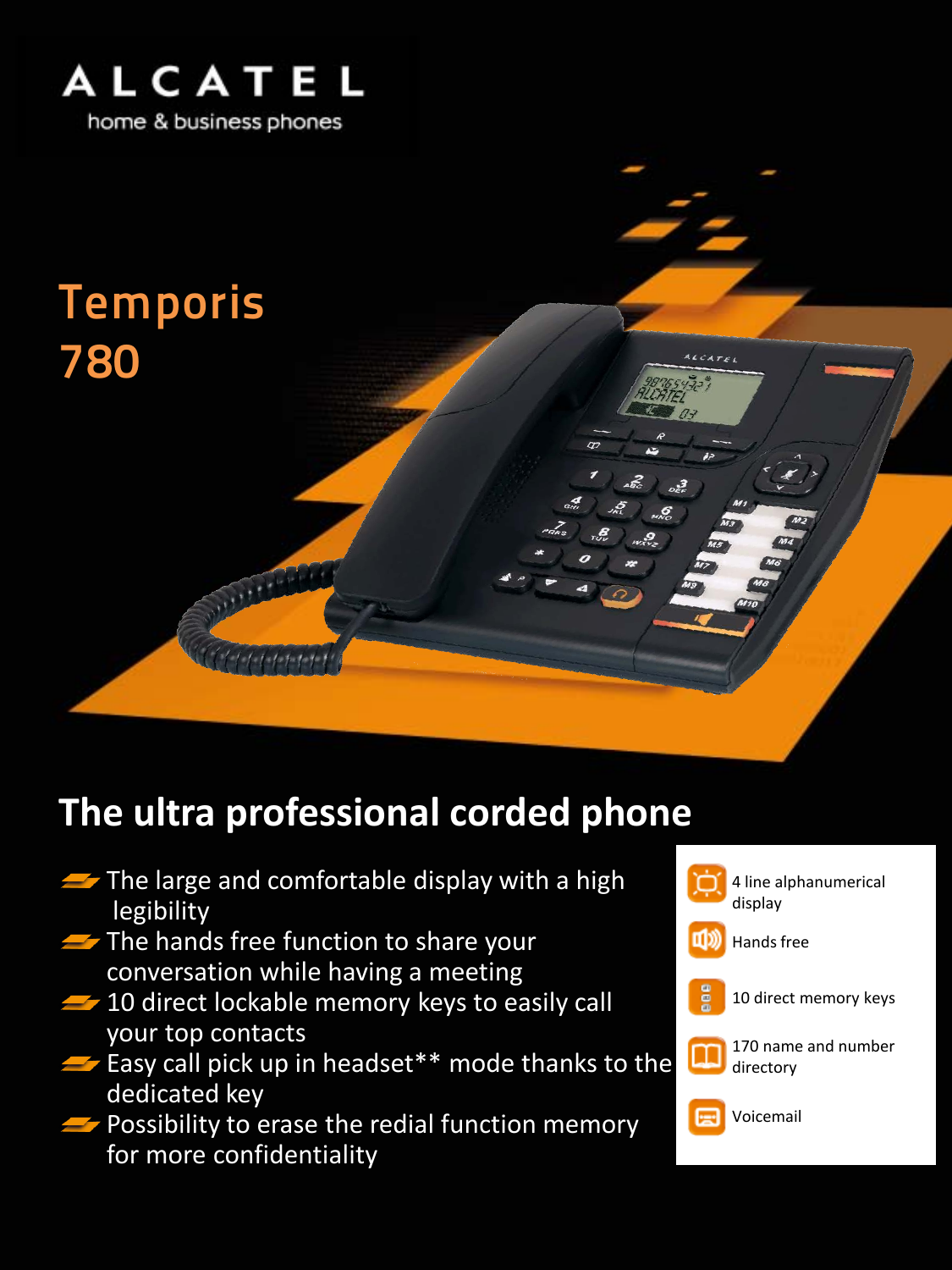ALCATEL

home & business phones

# Temporis 780

## The ultra professional corded phone

- The large and comfortable display with a high legibility
- The hands free function to share your conversation while having a meeting
- 10 direct lockable memory keys to easily call your top contacts
- Easy call pick up in headset** mode thanks to the dedicated key
- Possibility to erase the redial function memory for more confidentiality

- 4 line alphanumerical display
- Hands free
- 10 direct memory keys
- 170 name and number directory
- Voicemail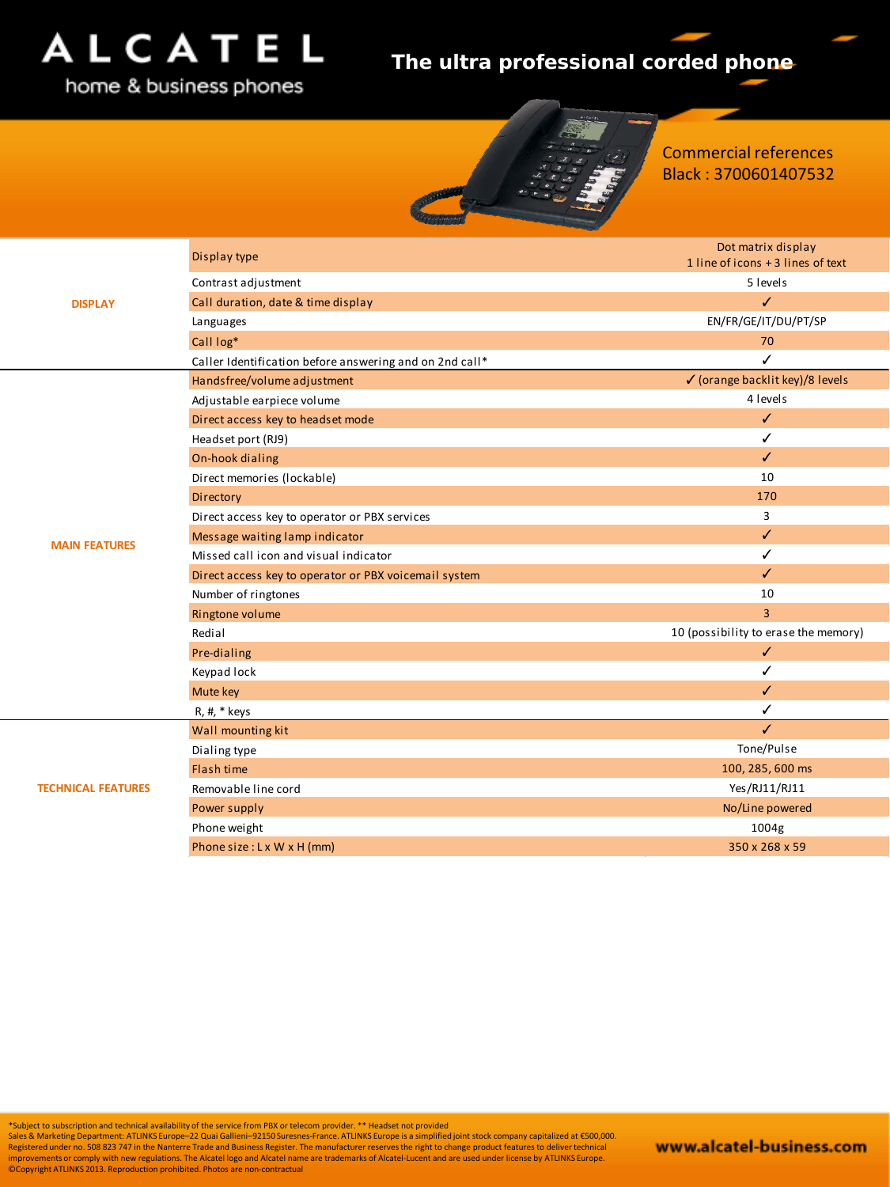# ALCATEL

home & business phones

## The ultra professional corded phone

Commercial references
Black : 3700601407532

| | | |
|---|---|---|
| **DISPLAY** | Display type | Dot matrix display<br>1 line of icons + 3 lines of text |
| | Contrast adjustment | 5 levels |
| | Call duration, date & time display | ✓ |
| | Languages | EN/FR/GE/IT/DU/PT/SP |
| | Call log* | 70 |
| | Caller Identification before answering and on 2nd call* | ✓ |
| **MAIN FEATURES** | Handsfree/volume adjustment | ✓ (orange backlit key)/8 levels |
| | Adjustable earpiece volume | 4 levels |
| | Direct access key to headset mode | ✓ |
| | Headset port (RJ9) | ✓ |
| | On-hook dialing | ✓ |
| | Direct memories (lockable) | 10 |
| | Directory | 170 |
| | Direct access key to operator or PBX services | 3 |
| | Message waiting lamp indicator | ✓ |
| | Missed call icon and visual indicator | ✓ |
| | Direct access key to operator or PBX voicemail system | ✓ |
| | Number of ringtones | 10 |
| | Ringtone volume | 3 |
| | Redial | 10 (possibility to erase the memory) |
| | Pre-dialing | ✓ |
| | Keypad lock | ✓ |
| | Mute key | ✓ |
| | R, #, * keys | ✓ |
| **TECHNICAL FEATURES** | Wall mounting kit | ✓ |
| | Dialing type | Tone/Pulse |
| | Flash time | 100, 285, 600 ms |
| | Removable line cord | Yes/RJ11/RJ11 |
| | Power supply | No/Line powered |
| | Phone weight | 1004g |
| | Phone size : L x W x H (mm) | 350 x 268 x 59 |

*Subject to subscription and technical availability of the service from PBX or telecom provider. ** Headset not provided
Sales & Marketing Department: ATLINKS Europe–22 Quai Gallieni–92150 Suresnes-France. ATLINKS Europe is a simplified joint stock company capitalized at €500,000. Registered under no. 508 823 747 in the Nanterre Trade and Business Register. The manufacturer reserves the right to change product features to deliver technical improvements or comply with new regulations. The Alcatel logo and Alcatel name are trademarks of Alcatel-Lucent and are used under license by ATLINKS Europe.
©Copyright ATLINKS 2013. Reproduction prohibited. Photos are non-contractual

www.alcatel-business.com